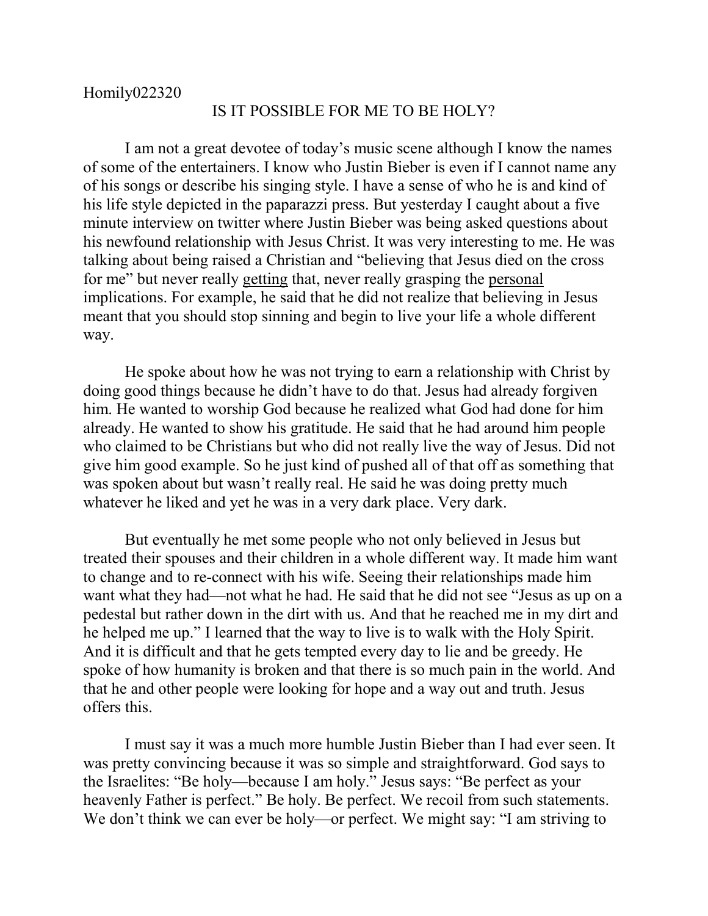Homily022320

# IS IT POSSIBLE FOR ME TO BE HOLY?

I am not a great devotee of today's music scene although I know the names of some of the entertainers. I know who Justin Bieber is even if I cannot name any of his songs or describe his singing style. I have a sense of who he is and kind of his life style depicted in the paparazzi press. But yesterday I caught about a five minute interview on twitter where Justin Bieber was being asked questions about his newfound relationship with Jesus Christ. It was very interesting to me. He was talking about being raised a Christian and "believing that Jesus died on the cross for me" but never really <u>getting</u> that, never really grasping the <u>personal</u> implications. For example, he said that he did not realize that believing in Jesus meant that you should stop sinning and begin to live your life a whole different way.

He spoke about how he was not trying to earn a relationship with Christ by doing good things because he didn't have to do that. Jesus had already forgiven him. He wanted to worship God because he realized what God had done for him already. He wanted to show his gratitude. He said that he had around him people who claimed to be Christians but who did not really live the way of Jesus. Did not give him good example. So he just kind of pushed all of that off as something that was spoken about but wasn't really real. He said he was doing pretty much whatever he liked and yet he was in a very dark place. Very dark.

But eventually he met some people who not only believed in Jesus but treated their spouses and their children in a whole different way. It made him want to change and to re-connect with his wife. Seeing their relationships made him want what they had—not what he had. He said that he did not see "Jesus as up on a pedestal but rather down in the dirt with us. And that he reached me in my dirt and he helped me up." I learned that the way to live is to walk with the Holy Spirit. And it is difficult and that he gets tempted every day to lie and be greedy. He spoke of how humanity is broken and that there is so much pain in the world. And that he and other people were looking for hope and a way out and truth. Jesus offers this.

I must say it was a much more humble Justin Bieber than I had ever seen. It was pretty convincing because it was so simple and straightforward. God says to the Israelites: "Be holy—because I am holy." Jesus says: "Be perfect as your heavenly Father is perfect." Be holy. Be perfect. We recoil from such statements. We don't think we can ever be holy—or perfect. We might say: "I am striving to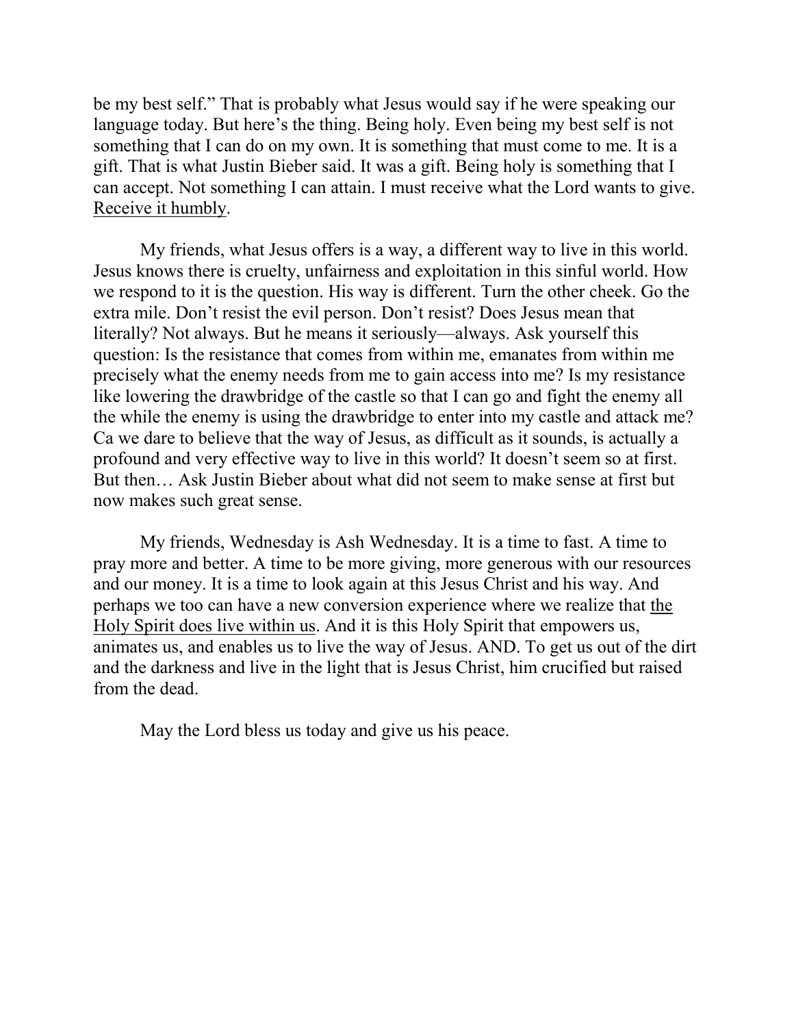be my best self." That is probably what Jesus would say if he were speaking our language today. But here's the thing. Being holy. Even being my best self is not something that I can do on my own. It is something that must come to me. It is a gift. That is what Justin Bieber said. It was a gift. Being holy is something that I can accept. Not something I can attain. I must receive what the Lord wants to give. <u>Receive it humbly</u>.

My friends, what Jesus offers is a way, a different way to live in this world. Jesus knows there is cruelty, unfairness and exploitation in this sinful world. How we respond to it is the question. His way is different. Turn the other cheek. Go the extra mile. Don't resist the evil person. Don't resist? Does Jesus mean that literally? Not always. But he means it seriously—always. Ask yourself this question: Is the resistance that comes from within me, emanates from within me precisely what the enemy needs from me to gain access into me? Is my resistance like lowering the drawbridge of the castle so that I can go and fight the enemy all the while the enemy is using the drawbridge to enter into my castle and attack me? Ca we dare to believe that the way of Jesus, as difficult as it sounds, is actually a profound and very effective way to live in this world? It doesn't seem so at first. But then… Ask Justin Bieber about what did not seem to make sense at first but now makes such great sense.

My friends, Wednesday is Ash Wednesday. It is a time to fast. A time to pray more and better. A time to be more giving, more generous with our resources and our money. It is a time to look again at this Jesus Christ and his way. And perhaps we too can have a new conversion experience where we realize that <u>the Holy Spirit does live within us</u>. And it is this Holy Spirit that empowers us, animates us, and enables us to live the way of Jesus. AND. To get us out of the dirt and the darkness and live in the light that is Jesus Christ, him crucified but raised from the dead.

May the Lord bless us today and give us his peace.